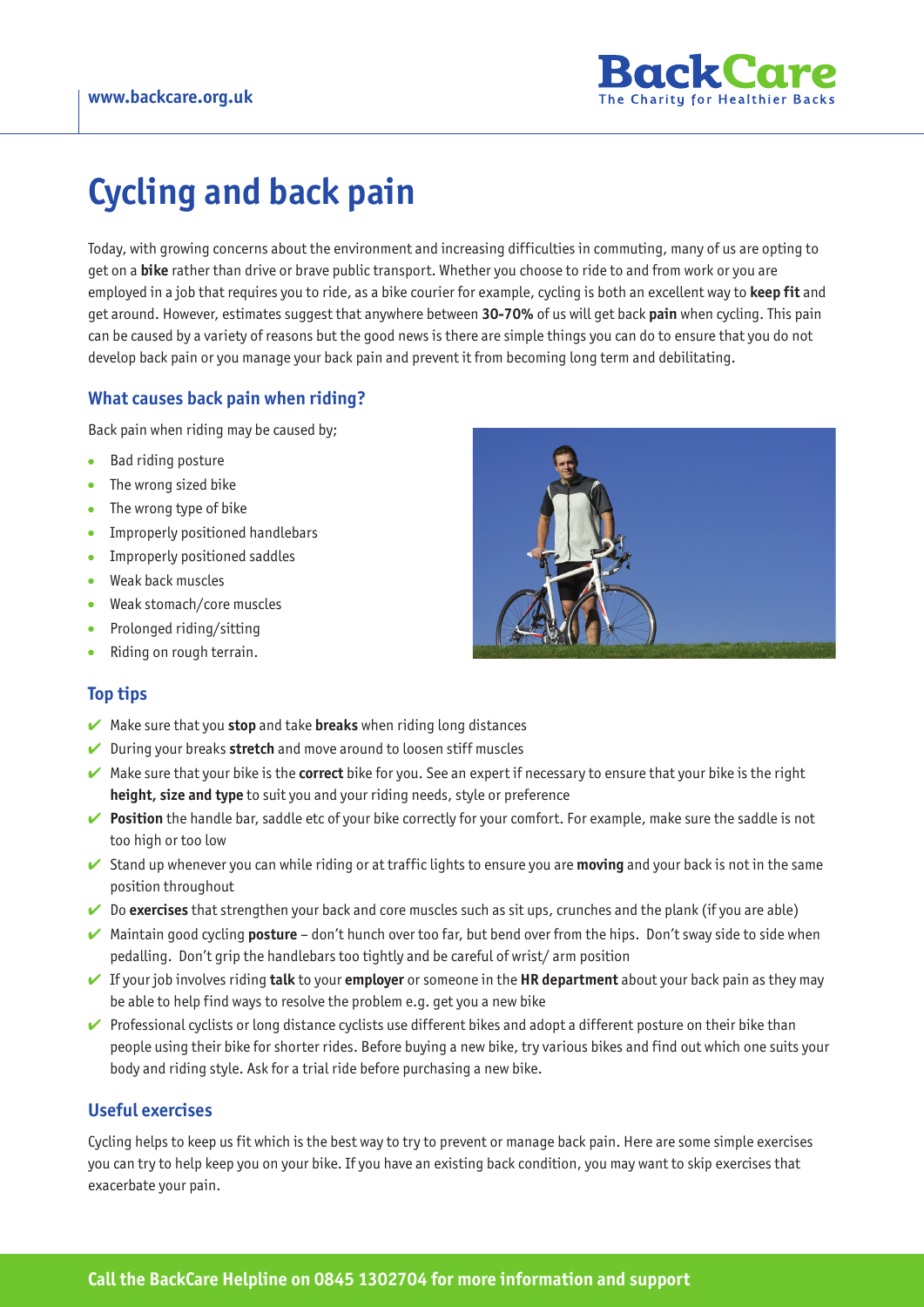# Cycling and back pain

Today, with growing concerns about the environment and increasing difficulties in commuting, many of us are opting to get on a **bike** rather than drive or brave public transport. Whether you choose to ride to and from work or you are employed in a job that requires you to ride, as a bike courier for example, cycling is both an excellent way to **keep fit** and get around. However, estimates suggest that anywhere between **30-70%** of us will get back **pain** when cycling. This pain can be caused by a variety of reasons but the good news is there are simple things you can do to ensure that you do not develop back pain or you manage your back pain and prevent it from becoming long term and debilitating.

## What causes back pain when riding?

Back pain when riding may be caused by;

- Bad riding posture
- The wrong sized bike
- The wrong type of bike
- Improperly positioned handlebars
- Improperly positioned saddles
- Weak back muscles
- Weak stomach/core muscles
- Prolonged riding/sitting
- Riding on rough terrain.

## Top tips

- ✔ Make sure that you **stop** and take **breaks** when riding long distances
- ✔ During your breaks **stretch** and move around to loosen stiff muscles
- ✔ Make sure that your bike is the **correct** bike for you. See an expert if necessary to ensure that your bike is the right **height, size and type** to suit you and your riding needs, style or preference
- ✔ **Position** the handle bar, saddle etc of your bike correctly for your comfort. For example, make sure the saddle is not too high or too low
- ✔ Stand up whenever you can while riding or at traffic lights to ensure you are **moving** and your back is not in the same position throughout
- ✔ Do **exercises** that strengthen your back and core muscles such as sit ups, crunches and the plank (if you are able)
- ✔ Maintain good cycling **posture** – don't hunch over too far, but bend over from the hips. Don't sway side to side when pedalling. Don't grip the handlebars too tightly and be careful of wrist/ arm position
- ✔ If your job involves riding **talk** to your **employer** or someone in the **HR department** about your back pain as they may be able to help find ways to resolve the problem e.g. get you a new bike
- ✔ Professional cyclists or long distance cyclists use different bikes and adopt a different posture on their bike than people using their bike for shorter rides. Before buying a new bike, try various bikes and find out which one suits your body and riding style. Ask for a trial ride before purchasing a new bike.

## Useful exercises

Cycling helps to keep us fit which is the best way to try to prevent or manage back pain. Here are some simple exercises you can try to help keep you on your bike. If you have an existing back condition, you may want to skip exercises that exacerbate your pain.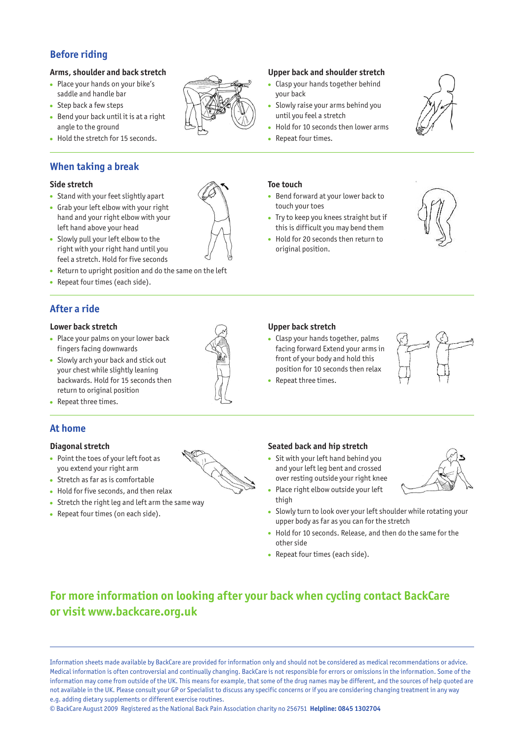## Before riding

### Arms, shoulder and back stretch

- Place your hands on your bike's saddle and handle bar
- Step back a few steps
- Bend your back until it is at a right angle to the ground
- Hold the stretch for 15 seconds.

### Upper back and shoulder stretch

- Clasp your hands together behind your back
- Slowly raise your arms behind you until you feel a stretch
- Hold for 10 seconds then lower arms
- Repeat four times.

## When taking a break

### Side stretch

- Stand with your feet slightly apart
- Grab your left elbow with your right hand and your right elbow with your left hand above your head
- Slowly pull your left elbow to the right with your right hand until you feel a stretch. Hold for five seconds
- Return to upright position and do the same on the left
- Repeat four times (each side).

### Toe touch

- Bend forward at your lower back to touch your toes
- Try to keep you knees straight but if this is difficult you may bend them
- Hold for 20 seconds then return to original position.

## After a ride

### Lower back stretch

- Place your palms on your lower back fingers facing downwards
- Slowly arch your back and stick out your chest while slightly leaning backwards. Hold for 15 seconds then return to original position
- Repeat three times.

### Upper back stretch

- Clasp your hands together, palms facing forward Extend your arms in front of your body and hold this position for 10 seconds then relax
- Repeat three times.

## At home

### Diagonal stretch

- Point the toes of your left foot as you extend your right arm
- Stretch as far as is comfortable
- Hold for five seconds, and then relax
- Stretch the right leg and left arm the same way
- Repeat four times (on each side).

### Seated back and hip stretch

- Sit with your left hand behind you and your left leg bent and crossed over resting outside your right knee
- Place right elbow outside your left thigh
- Slowly turn to look over your left shoulder while rotating your upper body as far as you can for the stretch
- Hold for 10 seconds. Release, and then do the same for the other side
- Repeat four times (each side).

## For more information on looking after your back when cycling contact BackCare or visit www.backcare.org.uk

---

Information sheets made available by BackCare are provided for information only and should not be considered as medical recommendations or advice. Medical information is often controversial and continually changing. BackCare is not responsible for errors or omissions in the information. Some of the information may come from outside of the UK. This means for example, that some of the drug names may be different, and the sources of help quoted are not available in the UK. Please consult your GP or Specialist to discuss any specific concerns or if you are considering changing treatment in any way e.g. adding dietary supplements or different exercise routines.

© BackCare August 2009 Registered as the National Back Pain Association charity no 256751 **Helpline: 0845 1302704**